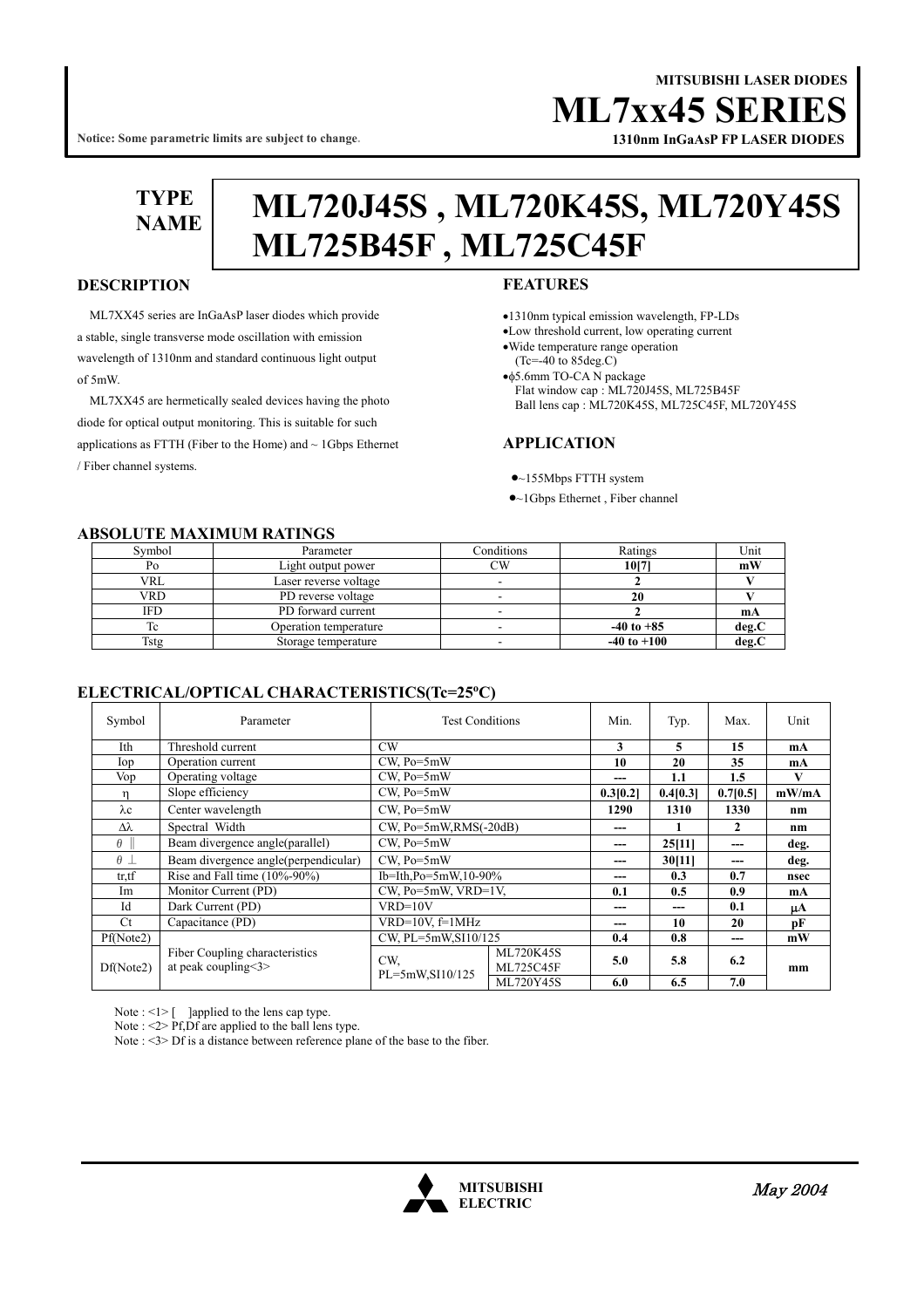MITSUBISHI LASER DIODES

# ML7xx45 SERIES

**1310nm InGaAsP FP LASER DIODES**

**Notice: Some parametric limits are subject to change.**

**TYPE NAME**

# ML720J45S , ML720K45S, ML720Y45S ML725B45F , ML725C45F

## DESCRIPTION

ML7XX45 series are InGaAsP laser diodes which provide a stable, single transverse mode oscillation with emission wavelength of 1310nm and standard continuous light output of 5mW.

ML7XX45 are hermetically sealed devices having the photo diode for optical output monitoring. This is suitable for such applications as FTTH (Fiber to the Home) and ~ 1Gbps Ethernet / Fiber channel systems.

## FEATURES

- 1310nm typical emission wavelength, FP-LDs
- Low threshold current, low operating current
- Wide temperature range operation (Tc=-40 to 85deg.C)
- φ5.6mm TO-CA N package
  Flat window cap : ML720J45S, ML725B45F
  Ball lens cap : ML720K45S, ML725C45F, ML720Y45S

## APPLICATION

- ~155Mbps FTTH system
- ~1Gbps Ethernet , Fiber channel

## ABSOLUTE MAXIMUM RATINGS

| Symbol | Parameter | Conditions | Ratings | Unit |
|---|---|---|---|---|
| Po | Light output power | CW | **10[7]** | **mW** |
| VRL | Laser reverse voltage | - | **2** | **V** |
| VRD | PD reverse voltage | - | **20** | **V** |
| IFD | PD forward current | - | **2** | **mA** |
| Tc | Operation temperature | - | **-40 to +85** | **deg.C** |
| Tstg | Storage temperature | - | **-40 to +100** | **deg.C** |

## ELECTRICAL/OPTICAL CHARACTERISTICS(Tc=25°C)

| Symbol | Parameter | Test Conditions | | Min. | Typ. | Max. | Unit |
|---|---|---|---|---|---|---|---|
| Ith | Threshold current | CW | | **3** | **5** | **15** | **mA** |
| Iop | Operation current | CW, Po=5mW | | **10** | **20** | **35** | **mA** |
| Vop | Operating voltage | CW, Po=5mW | | **---** | **1.1** | **1.5** | **V** |
| η | Slope efficiency | CW, Po=5mW | | **0.3[0.2]** | **0.4[0.3]** | **0.7[0.5]** | **mW/mA** |
| λc | Center wavelength | CW, Po=5mW | | **1290** | **1310** | **1330** | **nm** |
| Δλ | Spectral Width | CW, Po=5mW,RMS(-20dB) | | **---** | **1** | **2** | **nm** |
| θ ∥ | Beam divergence angle(parallel) | CW, Po=5mW | | **---** | **25[11]** | **---** | **deg.** |
| θ ⊥ | Beam divergence angle(perpendicular) | CW, Po=5mW | | **---** | **30[11]** | **---** | **deg.** |
| tr,tf | Rise and Fall time (10%-90%) | Ib=Ith,Po=5mW,10-90% | | **---** | **0.3** | **0.7** | **nsec** |
| Im | Monitor Current (PD) | CW, Po=5mW, VRD=1V, | | **0.1** | **0.5** | **0.9** | **mA** |
| Id | Dark Current (PD) | VRD=10V | | **---** | **---** | **0.1** | **μA** |
| Ct | Capacitance (PD) | VRD=10V, f=1MHz | | **---** | **10** | **20** | **pF** |
| Pf(Note2) | Fiber Coupling characteristics at peak coupling<3> | CW, PL=5mW,SI10/125 | | **0.4** | **0.8** | **---** | **mW** |
| Df(Note2) | | CW, PL=5mW,SI10/125 | ML720K45S ML725C45F | **5.0** | **5.8** | **6.2** | **mm** |
| | | | ML720Y45S | **6.0** | **6.5** | **7.0** | |

Note : <1> [ ]applied to the lens cap type.
Note : <2> Pf,Df are applied to the ball lens type.
Note : <3> Df is a distance between reference plane of the base to the fiber.

MITSUBISHI ELECTRIC

May 2004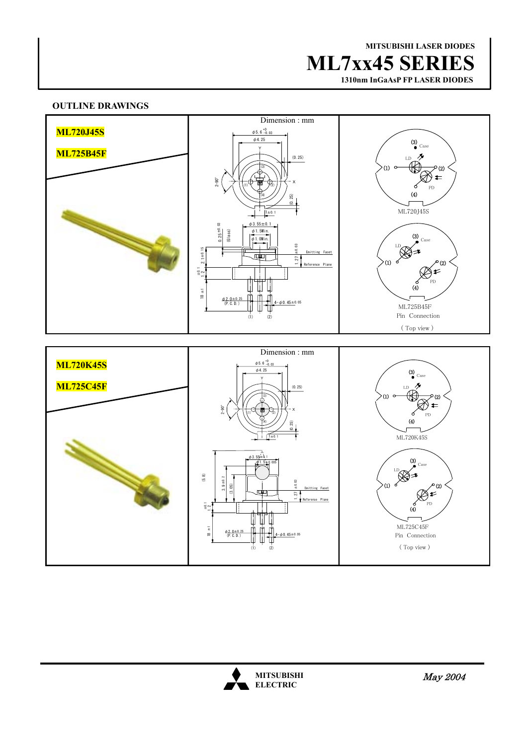## OUTLINE DRAWINGS

**ML720J45S**

**ML725B45F**

Dimension : mm

φ5.6 $^{+0}_{-0.03}$

φ4.25

(0.25)

2-90°

(0.25)

1±0.1

φ3.55±0.1

φ1.5Min.

φ1.0Min.

0.25±0.03 (Glass)

2.1±0.15

1.2 ±0.1

18 ±1

1.27±0.03

Emitting Facet

Reference Plane

φ2.0±0.25 (P.C.D.)

4-φ0.45±0.05

ML720J45S

ML725B45F

Pin Connection

( Top view )

**ML720K45S**

**ML725C45F**

Dimension : mm

φ5.6 $^{+0}_{-0.03}$

φ4.25

(0.25)

2-90°

(0.25)

1±0.1

φ3.55±0.1

φ1.5±0.005

(5.8)

3.9±0.2

(3.05)

1.27±0.03

Emitting Facet

Reference Plane

1.2 ±0.1

18 ±1

φ2.0±0.25 (P.C.D.)

4-φ0.45±0.05

ML720K45S

ML725C45F

Pin Connection

( Top view )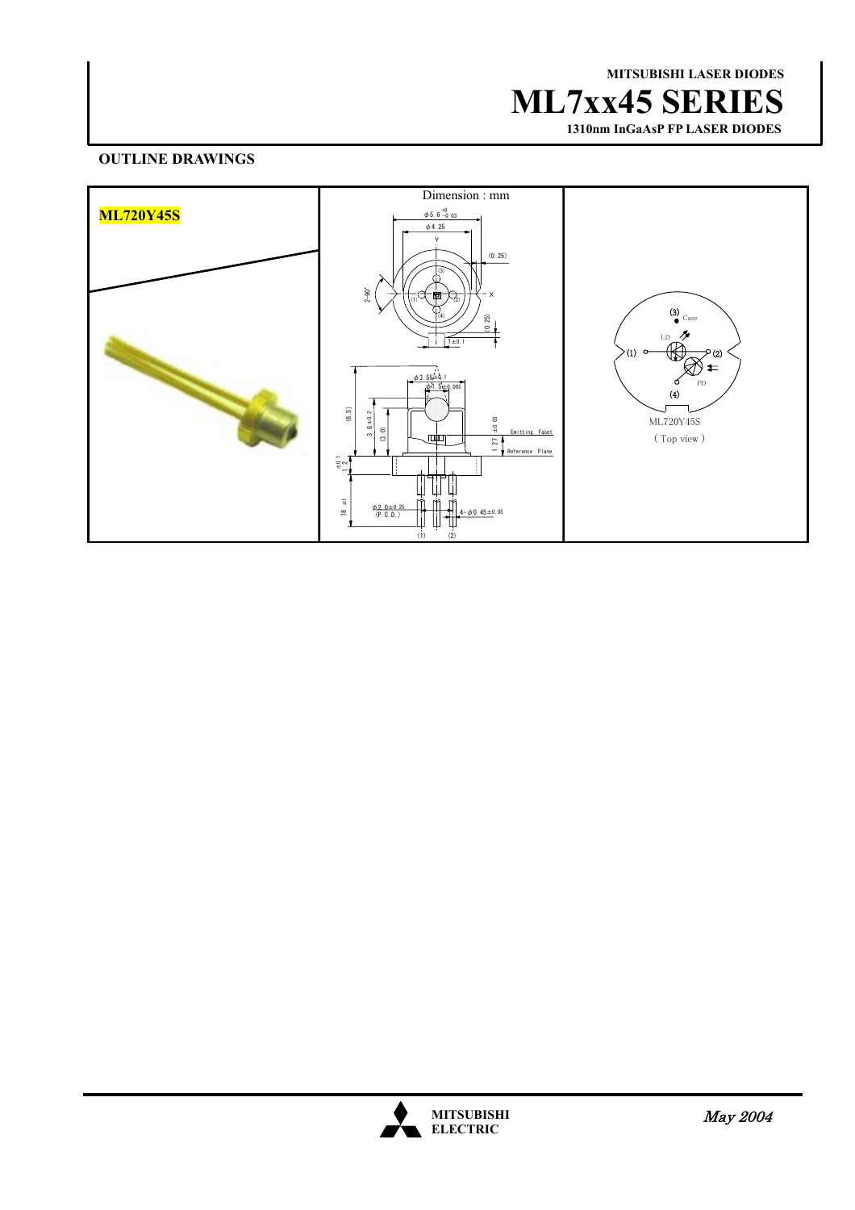MITSUBISHI LASER DIODES

# ML7xx45 SERIES

**1310nm InGaAsP FP LASER DIODES**

## OUTLINE DRAWINGS

**ML720Y45S**

Dimension : mm

φ5.6 +0 −0.03

φ4.25

Y

X

(0.25)

2−90°

(0.25)

1±0.1

φ3.55±0.1

φ1.5±0.005

(6.5)

3.6±0.2

(3.0)

1.27 ±0.03

Emitting Facet

Reference Plane

1.2 ±0.1

18 ±1

φ2.0±0.25 (P.C.D.)

4−φ0.45±0.05

(1) (2) (3) (4)

Case

LD

PD

ML720Y45S

( Top view )